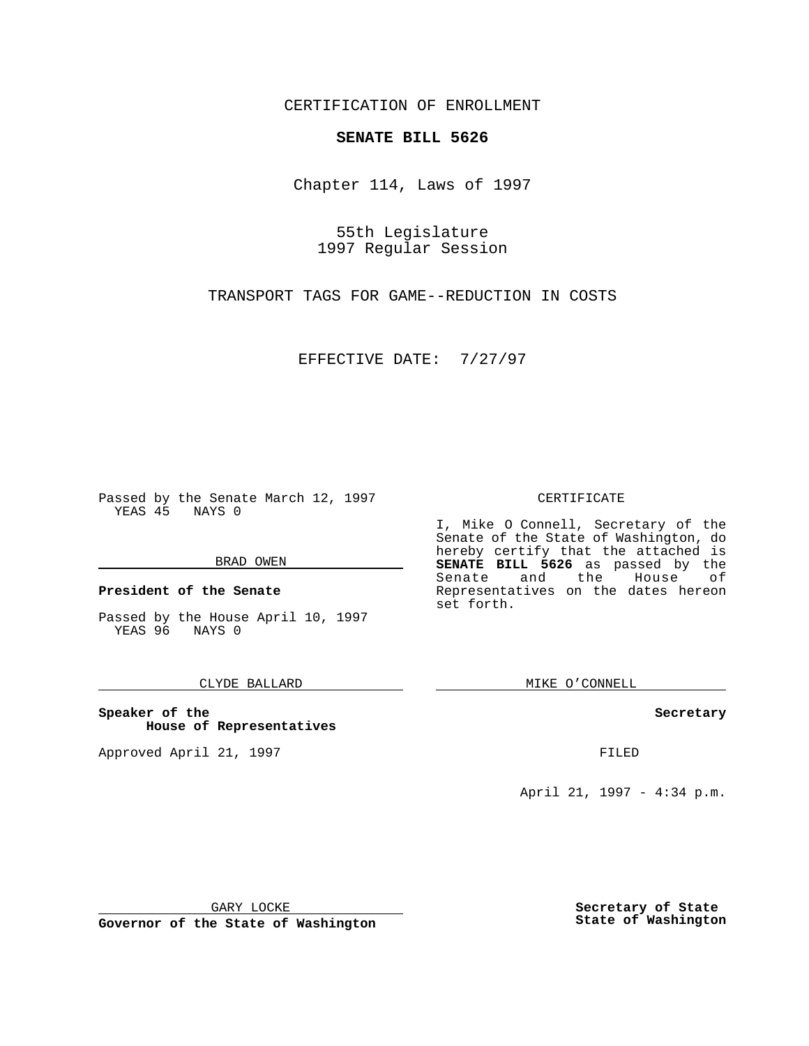CERTIFICATION OF ENROLLMENT

**SENATE BILL 5626**

Chapter 114, Laws of 1997

55th Legislature
1997 Regular Session

TRANSPORT TAGS FOR GAME--REDUCTION IN COSTS

EFFECTIVE DATE: 7/27/97

Passed by the Senate March 12, 1997
YEAS 45 NAYS 0

BRAD OWEN

**President of the Senate**

Passed by the House April 10, 1997
YEAS 96 NAYS 0

CLYDE BALLARD

**Speaker of the House of Representatives**

Approved April 21, 1997

GARY LOCKE

**Governor of the State of Washington**

CERTIFICATE

I, Mike O Connell, Secretary of the Senate of the State of Washington, do hereby certify that the attached is **SENATE BILL 5626** as passed by the Senate and the House of Representatives on the dates hereon set forth.

MIKE O'CONNELL

**Secretary**

FILED

April 21, 1997 - 4:34 p.m.

**Secretary of State**
**State of Washington**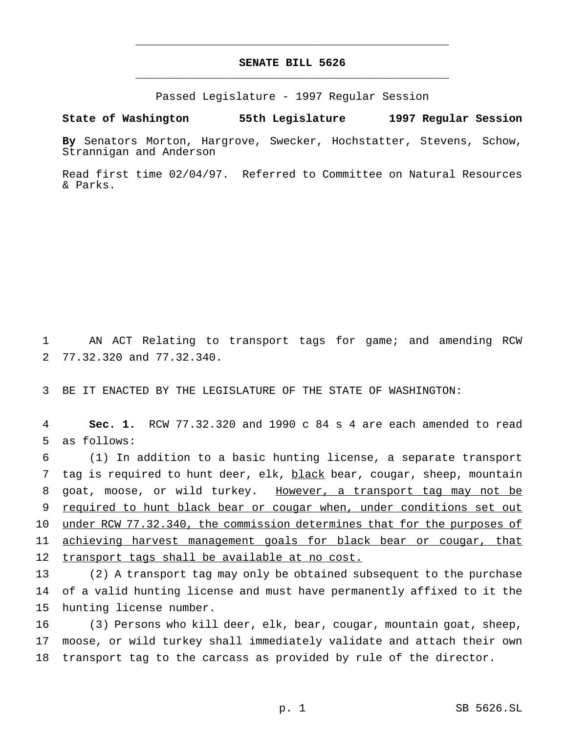# SENATE BILL 5626

Passed Legislature - 1997 Regular Session

**State of Washington 55th Legislature 1997 Regular Session**

**By** Senators Morton, Hargrove, Swecker, Hochstatter, Stevens, Schow, Strannigan and Anderson

Read first time 02/04/97. Referred to Committee on Natural Resources & Parks.

1 AN ACT Relating to transport tags for game; and amending RCW
2 77.32.320 and 77.32.340.

3 BE IT ENACTED BY THE LEGISLATURE OF THE STATE OF WASHINGTON:

4 **Sec. 1.** RCW 77.32.320 and 1990 c 84 s 4 are each amended to read
5 as follows:

6 (1) In addition to a basic hunting license, a separate transport
7 tag is required to hunt deer, elk, <u>black</u> bear, cougar, sheep, mountain
8 goat, moose, or wild turkey. <u>However, a transport tag may not be</u>
9 <u>required to hunt black bear or cougar when, under conditions set out</u>
10 <u>under RCW 77.32.340, the commission determines that for the purposes of</u>
11 <u>achieving harvest management goals for black bear or cougar, that</u>
12 <u>transport tags shall be available at no cost.</u>

13 (2) A transport tag may only be obtained subsequent to the purchase
14 of a valid hunting license and must have permanently affixed to it the
15 hunting license number.

16 (3) Persons who kill deer, elk, bear, cougar, mountain goat, sheep,
17 moose, or wild turkey shall immediately validate and attach their own
18 transport tag to the carcass as provided by rule of the director.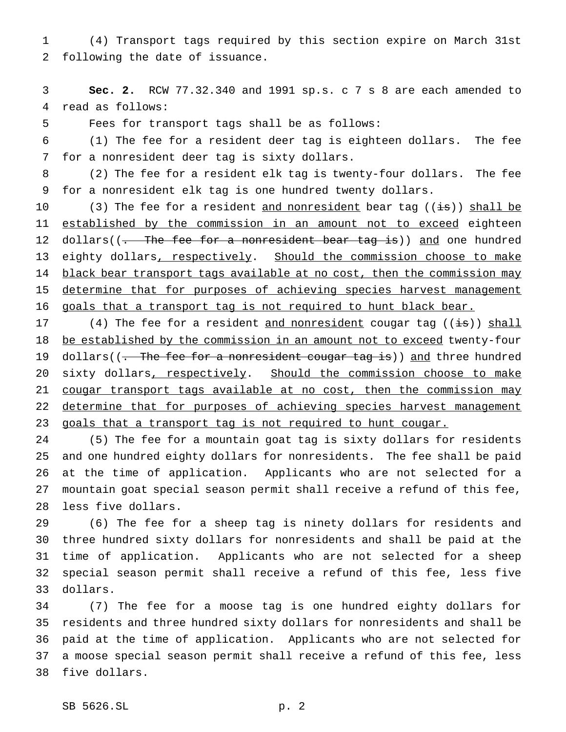(4) Transport tags required by this section expire on March 31st following the date of issuance.

**Sec. 2.** RCW 77.32.340 and 1991 sp.s. c 7 s 8 are each amended to read as follows:

Fees for transport tags shall be as follows:

(1) The fee for a resident deer tag is eighteen dollars. The fee for a nonresident deer tag is sixty dollars.

(2) The fee for a resident elk tag is twenty-four dollars. The fee for a nonresident elk tag is one hundred twenty dollars.

(3) The fee for a resident <u>and nonresident</u> bear tag ((~~is~~)) <u>shall be established by the commission in an amount not to exceed</u> eighteen dollars((~~. The fee for a nonresident bear tag is~~)) <u>and</u> one hundred eighty dollars<u>, respectively</u>. <u>Should the commission choose to make black bear transport tags available at no cost, then the commission may determine that for purposes of achieving species harvest management goals that a transport tag is not required to hunt black bear.</u>

(4) The fee for a resident <u>and nonresident</u> cougar tag ((~~is~~)) <u>shall be established by the commission in an amount not to exceed</u> twenty-four dollars((~~. The fee for a nonresident cougar tag is~~)) <u>and</u> three hundred sixty dollars<u>, respectively</u>. <u>Should the commission choose to make cougar transport tags available at no cost, then the commission may determine that for purposes of achieving species harvest management goals that a transport tag is not required to hunt cougar.</u>

(5) The fee for a mountain goat tag is sixty dollars for residents and one hundred eighty dollars for nonresidents. The fee shall be paid at the time of application. Applicants who are not selected for a mountain goat special season permit shall receive a refund of this fee, less five dollars.

(6) The fee for a sheep tag is ninety dollars for residents and three hundred sixty dollars for nonresidents and shall be paid at the time of application. Applicants who are not selected for a sheep special season permit shall receive a refund of this fee, less five dollars.

(7) The fee for a moose tag is one hundred eighty dollars for residents and three hundred sixty dollars for nonresidents and shall be paid at the time of application. Applicants who are not selected for a moose special season permit shall receive a refund of this fee, less five dollars.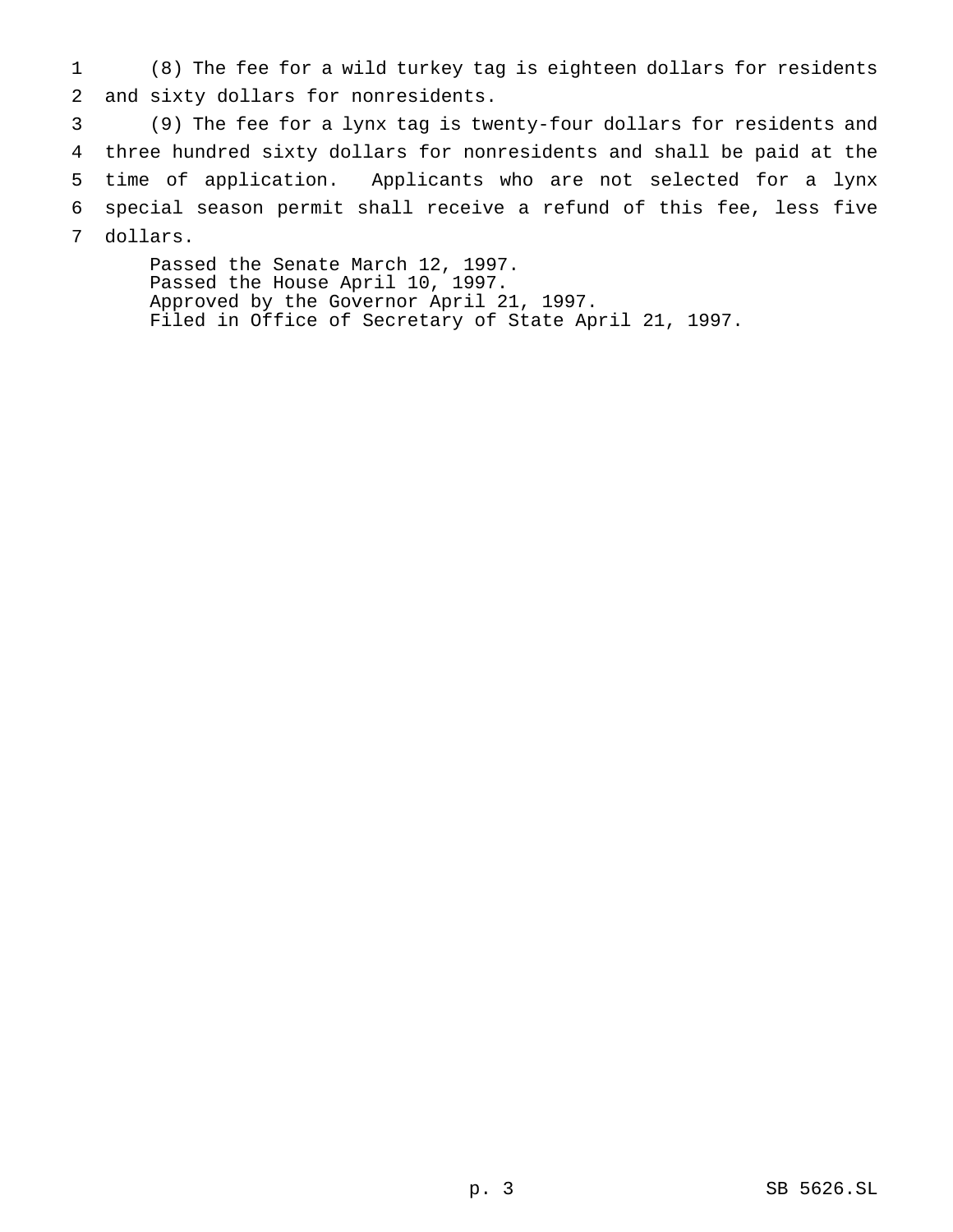(8) The fee for a wild turkey tag is eighteen dollars for residents and sixty dollars for nonresidents.

(9) The fee for a lynx tag is twenty-four dollars for residents and three hundred sixty dollars for nonresidents and shall be paid at the time of application. Applicants who are not selected for a lynx special season permit shall receive a refund of this fee, less five dollars.

Passed the Senate March 12, 1997.
Passed the House April 10, 1997.
Approved by the Governor April 21, 1997.
Filed in Office of Secretary of State April 21, 1997.